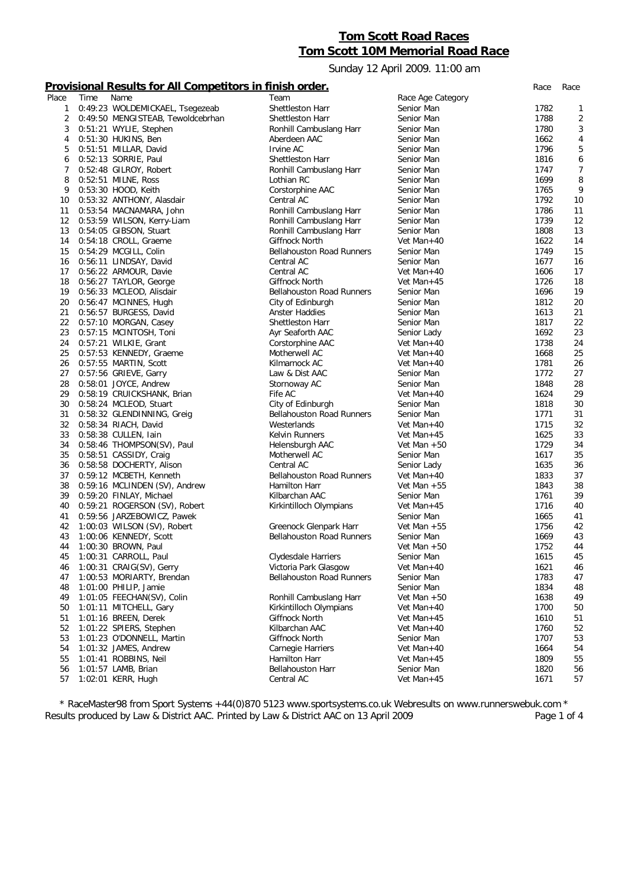# Tom Scott Road Races

## Tom Scott 10M Memorial Road Race

Sunday 12 April 2009. 11:00 am

### Provisional Results for All Competitors in finish order.

| Place | Time | Name | Team | Race Age Category | Race | Race |
|---|---|---|---|---|---|---|
| 1 | 0:49:23 | WOLDEMICKAEL, Tsegezeab | Shettleston Harr | Senior Man | 1782 | 1 |
| 2 | 0:49:50 | MENGISTEAB, Tewoldcebrhan | Shettleston Harr | Senior Man | 1788 | 2 |
| 3 | 0:51:21 | WYLIE, Stephen | Ronhill Cambuslang Harr | Senior Man | 1780 | 3 |
| 4 | 0:51:30 | HUKINS, Ben | Aberdeen AAC | Senior Man | 1662 | 4 |
| 5 | 0:51:51 | MILLAR, David | Irvine AC | Senior Man | 1796 | 5 |
| 6 | 0:52:13 | SORRIE, Paul | Shettleston Harr | Senior Man | 1816 | 6 |
| 7 | 0:52:48 | GILROY, Robert | Ronhill Cambuslang Harr | Senior Man | 1747 | 7 |
| 8 | 0:52:51 | MILNE, Ross | Lothian RC | Senior Man | 1699 | 8 |
| 9 | 0:53:30 | HOOD, Keith | Corstorphine AAC | Senior Man | 1765 | 9 |
| 10 | 0:53:32 | ANTHONY, Alasdair | Central AC | Senior Man | 1792 | 10 |
| 11 | 0:53:54 | MACNAMARA, John | Ronhill Cambuslang Harr | Senior Man | 1786 | 11 |
| 12 | 0:53:59 | WILSON, Kerry-Liam | Ronhill Cambuslang Harr | Senior Man | 1739 | 12 |
| 13 | 0:54:05 | GIBSON, Stuart | Ronhill Cambuslang Harr | Senior Man | 1808 | 13 |
| 14 | 0:54:18 | CROLL, Graeme | Giffnock North | Vet Man+40 | 1622 | 14 |
| 15 | 0:54:29 | MCGILL, Colin | Bellahouston Road Runners | Senior Man | 1749 | 15 |
| 16 | 0:56:11 | LINDSAY, David | Central AC | Senior Man | 1677 | 16 |
| 17 | 0:56:22 | ARMOUR, Davie | Central AC | Vet Man+40 | 1606 | 17 |
| 18 | 0:56:27 | TAYLOR, George | Giffnock North | Vet Man+45 | 1726 | 18 |
| 19 | 0:56:33 | MCLEOD, Alisdair | Bellahouston Road Runners | Senior Man | 1696 | 19 |
| 20 | 0:56:47 | MCINNES, Hugh | City of Edinburgh | Senior Man | 1812 | 20 |
| 21 | 0:56:57 | BURGESS, David | Anster Haddies | Senior Man | 1613 | 21 |
| 22 | 0:57:10 | MORGAN, Casey | Shettleston Harr | Senior Man | 1817 | 22 |
| 23 | 0:57:15 | MCINTOSH, Toni | Ayr Seaforth AAC | Senior Lady | 1692 | 23 |
| 24 | 0:57:21 | WILKIE, Grant | Corstorphine AAC | Vet Man+40 | 1738 | 24 |
| 25 | 0:57:53 | KENNEDY, Graeme | Motherwell AC | Vet Man+40 | 1668 | 25 |
| 26 | 0:57:55 | MARTIN, Scott | Kilmarnock AC | Vet Man+40 | 1781 | 26 |
| 27 | 0:57:56 | GRIEVE, Garry | Law & Dist AAC | Senior Man | 1772 | 27 |
| 28 | 0:58:01 | JOYCE, Andrew | Stornoway AC | Senior Man | 1848 | 28 |
| 29 | 0:58:19 | CRUICKSHANK, Brian | Fife AC | Vet Man+40 | 1624 | 29 |
| 30 | 0:58:24 | MCLEOD, Stuart | City of Edinburgh | Senior Man | 1818 | 30 |
| 31 | 0:58:32 | GLENDINNING, Greig | Bellahouston Road Runners | Senior Man | 1771 | 31 |
| 32 | 0:58:34 | RIACH, David | Westerlands | Vet Man+40 | 1715 | 32 |
| 33 | 0:58:38 | CULLEN, Iain | Kelvin Runners | Vet Man+45 | 1625 | 33 |
| 34 | 0:58:46 | THOMPSON(SV), Paul | Helensburgh AAC | Vet Man +50 | 1729 | 34 |
| 35 | 0:58:51 | CASSIDY, Craig | Motherwell AC | Senior Man | 1617 | 35 |
| 36 | 0:58:58 | DOCHERTY, Alison | Central AC | Senior Lady | 1635 | 36 |
| 37 | 0:59:12 | MCBETH, Kenneth | Bellahouston Road Runners | Vet Man+40 | 1833 | 37 |
| 38 | 0:59:16 | MCLINDEN (SV), Andrew | Hamilton Harr | Vet Man +55 | 1843 | 38 |
| 39 | 0:59:20 | FINLAY, Michael | Kilbarchan AAC | Senior Man | 1761 | 39 |
| 40 | 0:59:21 | ROGERSON (SV), Robert | Kirkintilloch Olympians | Vet Man+45 | 1716 | 40 |
| 41 | 0:59:56 | JARZEBOWICZ, Pawek | | Senior Man | 1665 | 41 |
| 42 | 1:00:03 | WILSON (SV), Robert | Greenock Glenpark Harr | Vet Man +55 | 1756 | 42 |
| 43 | 1:00:06 | KENNEDY, Scott | Bellahouston Road Runners | Senior Man | 1669 | 43 |
| 44 | 1:00:30 | BROWN, Paul | | Vet Man +50 | 1752 | 44 |
| 45 | 1:00:31 | CARROLL, Paul | Clydesdale Harriers | Senior Man | 1615 | 45 |
| 46 | 1:00:31 | CRAIG(SV), Gerry | Victoria Park Glasgow | Vet Man+40 | 1621 | 46 |
| 47 | 1:00:53 | MORIARTY, Brendan | Bellahouston Road Runners | Senior Man | 1783 | 47 |
| 48 | 1:01:00 | PHILIP, Jamie | | Senior Man | 1834 | 48 |
| 49 | 1:01:05 | FEECHAN(SV), Colin | Ronhill Cambuslang Harr | Vet Man +50 | 1638 | 49 |
| 50 | 1:01:11 | MITCHELL, Gary | Kirkintilloch Olympians | Vet Man+40 | 1700 | 50 |
| 51 | 1:01:16 | BREEN, Derek | Giffnock North | Vet Man+45 | 1610 | 51 |
| 52 | 1:01:22 | SPIERS, Stephen | Kilbarchan AAC | Vet Man+40 | 1760 | 52 |
| 53 | 1:01:23 | O'DONNELL, Martin | Giffnock North | Senior Man | 1707 | 53 |
| 54 | 1:01:32 | JAMES, Andrew | Carnegie Harriers | Vet Man+40 | 1664 | 54 |
| 55 | 1:01:41 | ROBBINS, Neil | Hamilton Harr | Vet Man+45 | 1809 | 55 |
| 56 | 1:01:57 | LAMB, Brian | Bellahouston Harr | Senior Man | 1820 | 56 |
| 57 | 1:02:01 | KERR, Hugh | Central AC | Vet Man+45 | 1671 | 57 |

\* RaceMaster98 from Sport Systems +44(0)870 5123 www.sportsystems.co.uk Webresults on www.runnerswebuk.com \*
Results produced by Law & District AAC. Printed by Law & District AAC on 13 April 2009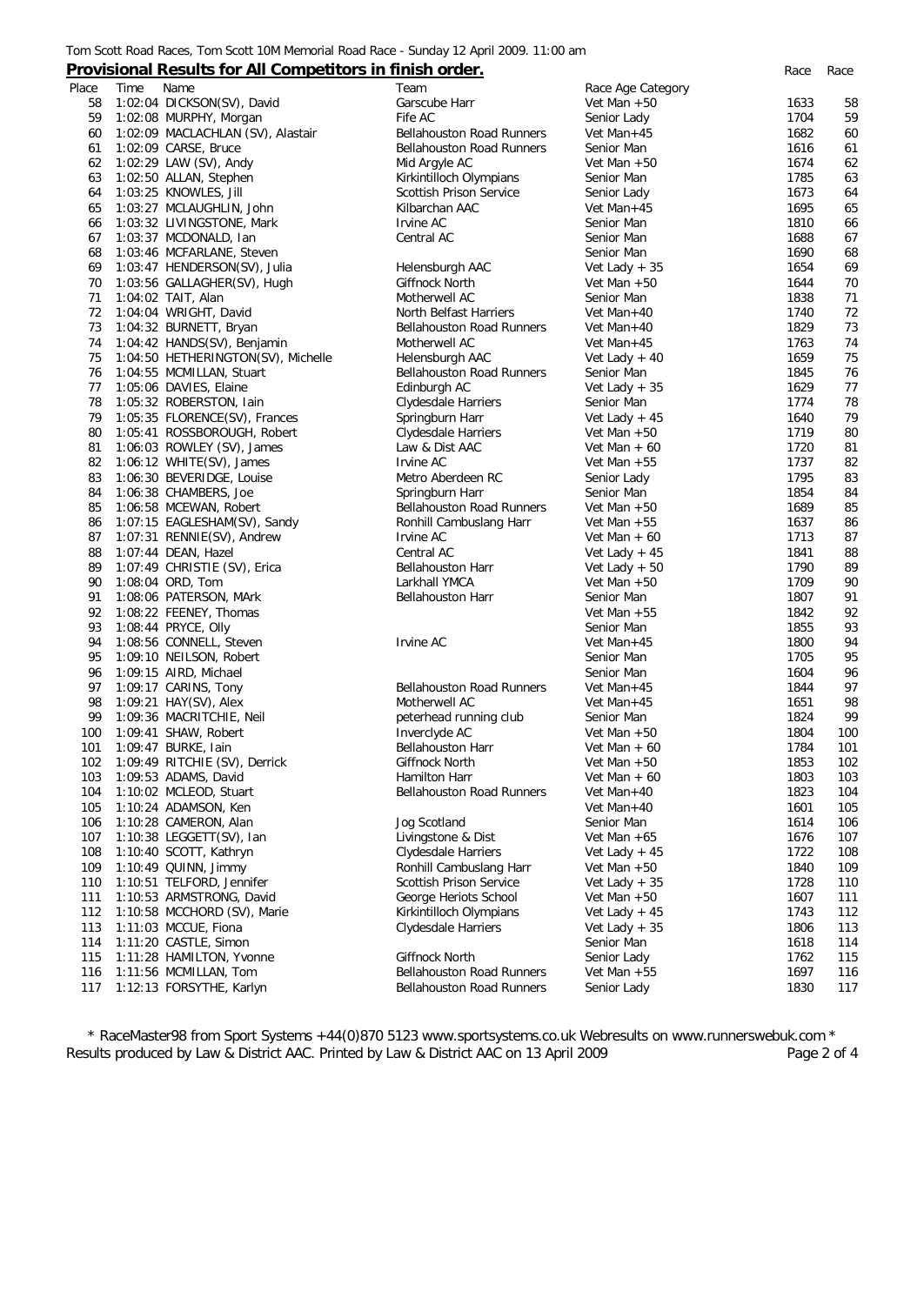Tom Scott Road Races, Tom Scott 10M Memorial Road Race - Sunday 12 April 2009. 11:00 am

## Provisional Results for All Competitors in finish order.

| Place | Time | Name | Team | Race Age Category | Race | Race |
|---|---|---|---|---|---|---|
| 58 | 1:02:04 | DICKSON(SV), David | Garscube Harr | Vet Man +50 | 1633 | 58 |
| 59 | 1:02:08 | MURPHY, Morgan | Fife AC | Senior Lady | 1704 | 59 |
| 60 | 1:02:09 | MACLACHLAN (SV), Alastair | Bellahouston Road Runners | Vet Man+45 | 1682 | 60 |
| 61 | 1:02:09 | CARSE, Bruce | Bellahouston Road Runners | Senior Man | 1616 | 61 |
| 62 | 1:02:29 | LAW (SV), Andy | Mid Argyle AC | Vet Man +50 | 1674 | 62 |
| 63 | 1:02:50 | ALLAN, Stephen | Kirkintilloch Olympians | Senior Man | 1785 | 63 |
| 64 | 1:03:25 | KNOWLES, Jill | Scottish Prison Service | Senior Lady | 1673 | 64 |
| 65 | 1:03:27 | MCLAUGHLIN, John | Kilbarchan AAC | Vet Man+45 | 1695 | 65 |
| 66 | 1:03:32 | LIVINGSTONE, Mark | Irvine AC | Senior Man | 1810 | 66 |
| 67 | 1:03:37 | MCDONALD, Ian | Central AC | Senior Man | 1688 | 67 |
| 68 | 1:03:46 | MCFARLANE, Steven | | Senior Man | 1690 | 68 |
| 69 | 1:03:47 | HENDERSON(SV), Julia | Helensburgh AAC | Vet Lady + 35 | 1654 | 69 |
| 70 | 1:03:56 | GALLAGHER(SV), Hugh | Giffnock North | Vet Man +50 | 1644 | 70 |
| 71 | 1:04:02 | TAIT, Alan | Motherwell AC | Senior Man | 1838 | 71 |
| 72 | 1:04:04 | WRIGHT, David | North Belfast Harriers | Vet Man+40 | 1740 | 72 |
| 73 | 1:04:32 | BURNETT, Bryan | Bellahouston Road Runners | Vet Man+40 | 1829 | 73 |
| 74 | 1:04:42 | HANDS(SV), Benjamin | Motherwell AC | Vet Man+45 | 1763 | 74 |
| 75 | 1:04:50 | HETHERINGTON(SV), Michelle | Helensburgh AAC | Vet Lady + 40 | 1659 | 75 |
| 76 | 1:04:55 | MCMILLAN, Stuart | Bellahouston Road Runners | Senior Man | 1845 | 76 |
| 77 | 1:05:06 | DAVIES, Elaine | Edinburgh AC | Vet Lady + 35 | 1629 | 77 |
| 78 | 1:05:32 | ROBERSTON, Iain | Clydesdale Harriers | Senior Man | 1774 | 78 |
| 79 | 1:05:35 | FLORENCE(SV), Frances | Springburn Harr | Vet Lady + 45 | 1640 | 79 |
| 80 | 1:05:41 | ROSSBOROUGH, Robert | Clydesdale Harriers | Vet Man +50 | 1719 | 80 |
| 81 | 1:06:03 | ROWLEY (SV), James | Law & Dist AAC | Vet Man + 60 | 1720 | 81 |
| 82 | 1:06:12 | WHITE(SV), James | Irvine AC | Vet Man +55 | 1737 | 82 |
| 83 | 1:06:30 | BEVERIDGE, Louise | Metro Aberdeen RC | Senior Lady | 1795 | 83 |
| 84 | 1:06:38 | CHAMBERS, Joe | Springburn Harr | Senior Man | 1854 | 84 |
| 85 | 1:06:58 | MCEWAN, Robert | Bellahouston Road Runners | Vet Man +50 | 1689 | 85 |
| 86 | 1:07:15 | EAGLESHAM(SV), Sandy | Ronhill Cambuslang Harr | Vet Man +55 | 1637 | 86 |
| 87 | 1:07:31 | RENNIE(SV), Andrew | Irvine AC | Vet Man + 60 | 1713 | 87 |
| 88 | 1:07:44 | DEAN, Hazel | Central AC | Vet Lady + 45 | 1841 | 88 |
| 89 | 1:07:49 | CHRISTIE (SV), Erica | Bellahouston Harr | Vet Lady + 50 | 1790 | 89 |
| 90 | 1:08:04 | ORD, Tom | Larkhall YMCA | Vet Man +50 | 1709 | 90 |
| 91 | 1:08:06 | PATERSON, MArk | Bellahouston Harr | Senior Man | 1807 | 91 |
| 92 | 1:08:22 | FEENEY, Thomas | | Vet Man +55 | 1842 | 92 |
| 93 | 1:08:44 | PRYCE, Olly | | Senior Man | 1855 | 93 |
| 94 | 1:08:56 | CONNELL, Steven | Irvine AC | Vet Man+45 | 1800 | 94 |
| 95 | 1:09:10 | NEILSON, Robert | | Senior Man | 1705 | 95 |
| 96 | 1:09:15 | AIRD, Michael | | Senior Man | 1604 | 96 |
| 97 | 1:09:17 | CARINS, Tony | Bellahouston Road Runners | Vet Man+45 | 1844 | 97 |
| 98 | 1:09:21 | HAY(SV), Alex | Motherwell AC | Vet Man+45 | 1651 | 98 |
| 99 | 1:09:36 | MACRITCHIE, Neil | peterhead running club | Senior Man | 1824 | 99 |
| 100 | 1:09:41 | SHAW, Robert | Inverclyde AC | Vet Man +50 | 1804 | 100 |
| 101 | 1:09:47 | BURKE, Iain | Bellahouston Harr | Vet Man + 60 | 1784 | 101 |
| 102 | 1:09:49 | RITCHIE (SV), Derrick | Giffnock North | Vet Man +50 | 1853 | 102 |
| 103 | 1:09:53 | ADAMS, David | Hamilton Harr | Vet Man + 60 | 1803 | 103 |
| 104 | 1:10:02 | MCLEOD, Stuart | Bellahouston Road Runners | Vet Man+40 | 1823 | 104 |
| 105 | 1:10:24 | ADAMSON, Ken | | Vet Man+40 | 1601 | 105 |
| 106 | 1:10:28 | CAMERON, Alan | Jog Scotland | Senior Man | 1614 | 106 |
| 107 | 1:10:38 | LEGGETT(SV), Ian | Livingstone & Dist | Vet Man +65 | 1676 | 107 |
| 108 | 1:10:40 | SCOTT, Kathryn | Clydesdale Harriers | Vet Lady + 45 | 1722 | 108 |
| 109 | 1:10:49 | QUINN, Jimmy | Ronhill Cambuslang Harr | Vet Man +50 | 1840 | 109 |
| 110 | 1:10:51 | TELFORD, Jennifer | Scottish Prison Service | Vet Lady + 35 | 1728 | 110 |
| 111 | 1:10:53 | ARMSTRONG, David | George Heriots School | Vet Man +50 | 1607 | 111 |
| 112 | 1:10:58 | MCCHORD (SV), Marie | Kirkintilloch Olympians | Vet Lady + 45 | 1743 | 112 |
| 113 | 1:11:03 | MCCUE, Fiona | Clydesdale Harriers | Vet Lady + 35 | 1806 | 113 |
| 114 | 1:11:20 | CASTLE, Simon | | Senior Man | 1618 | 114 |
| 115 | 1:11:28 | HAMILTON, Yvonne | Giffnock North | Senior Lady | 1762 | 115 |
| 116 | 1:11:56 | MCMILLAN, Tom | Bellahouston Road Runners | Vet Man +55 | 1697 | 116 |
| 117 | 1:12:13 | FORSYTHE, Karlyn | Bellahouston Road Runners | Senior Lady | 1830 | 117 |

* RaceMaster98 from Sport Systems +44(0)870 5123 www.sportsystems.co.uk Webresults on www.runnerswebuk.com *
Results produced by Law & District AAC. Printed by Law & District AAC on 13 April 2009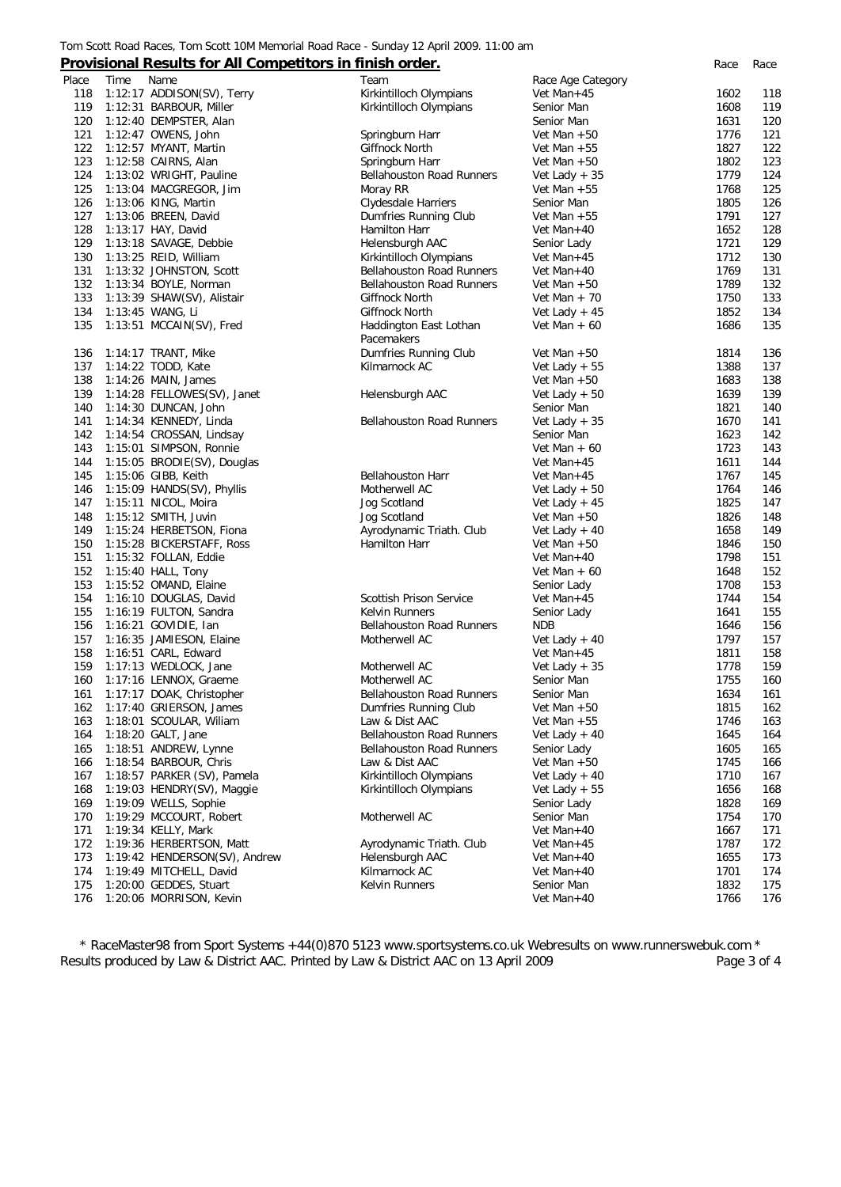Tom Scott Road Races, Tom Scott 10M Memorial Road Race - Sunday 12 April 2009. 11:00 am

## **Provisional Results for All Competitors in finish order.**

| Place | Time | Name | Team | Race Age Category | Race | Race |
|---|---|---|---|---|---|---|
| 118 | 1:12:17 | ADDISON(SV), Terry | Kirkintilloch Olympians | Vet Man+45 | 1602 | 118 |
| 119 | 1:12:31 | BARBOUR, Miller | Kirkintilloch Olympians | Senior Man | 1608 | 119 |
| 120 | 1:12:40 | DEMPSTER, Alan | | Senior Man | 1631 | 120 |
| 121 | 1:12:47 | OWENS, John | Springburn Harr | Vet Man +50 | 1776 | 121 |
| 122 | 1:12:57 | MYANT, Martin | Giffnock North | Vet Man +55 | 1827 | 122 |
| 123 | 1:12:58 | CAIRNS, Alan | Springburn Harr | Vet Man +50 | 1802 | 123 |
| 124 | 1:13:02 | WRIGHT, Pauline | Bellahouston Road Runners | Vet Lady + 35 | 1779 | 124 |
| 125 | 1:13:04 | MACGREGOR, Jim | Moray RR | Vet Man +55 | 1768 | 125 |
| 126 | 1:13:06 | KING, Martin | Clydesdale Harriers | Senior Man | 1805 | 126 |
| 127 | 1:13:06 | BREEN, David | Dumfries Running Club | Vet Man +55 | 1791 | 127 |
| 128 | 1:13:17 | HAY, David | Hamilton Harr | Vet Man+40 | 1652 | 128 |
| 129 | 1:13:18 | SAVAGE, Debbie | Helensburgh AAC | Senior Lady | 1721 | 129 |
| 130 | 1:13:25 | REID, William | Kirkintilloch Olympians | Vet Man+45 | 1712 | 130 |
| 131 | 1:13:32 | JOHNSTON, Scott | Bellahouston Road Runners | Vet Man+40 | 1769 | 131 |
| 132 | 1:13:34 | BOYLE, Norman | Bellahouston Road Runners | Vet Man +50 | 1789 | 132 |
| 133 | 1:13:39 | SHAW(SV), Alistair | Giffnock North | Vet Man + 70 | 1750 | 133 |
| 134 | 1:13:45 | WANG, Li | Giffnock North | Vet Lady + 45 | 1852 | 134 |
| 135 | 1:13:51 | MCCAIN(SV), Fred | Haddington East Lothan Pacemakers | Vet Man + 60 | 1686 | 135 |
| 136 | 1:14:17 | TRANT, Mike | Dumfries Running Club | Vet Man +50 | 1814 | 136 |
| 137 | 1:14:22 | TODD, Kate | Kilmarnock AC | Vet Lady + 55 | 1388 | 137 |
| 138 | 1:14:26 | MAIN, James | | Vet Man +50 | 1683 | 138 |
| 139 | 1:14:28 | FELLOWES(SV), Janet | Helensburgh AAC | Vet Lady + 50 | 1639 | 139 |
| 140 | 1:14:30 | DUNCAN, John | | Senior Man | 1821 | 140 |
| 141 | 1:14:34 | KENNEDY, Linda | Bellahouston Road Runners | Vet Lady + 35 | 1670 | 141 |
| 142 | 1:14:54 | CROSSAN, Lindsay | | Senior Man | 1623 | 142 |
| 143 | 1:15:01 | SIMPSON, Ronnie | | Vet Man + 60 | 1723 | 143 |
| 144 | 1:15:05 | BRODIE(SV), Douglas | | Vet Man+45 | 1611 | 144 |
| 145 | 1:15:06 | GIBB, Keith | Bellahouston Harr | Vet Man+45 | 1767 | 145 |
| 146 | 1:15:09 | HANDS(SV), Phyllis | Motherwell AC | Vet Lady + 50 | 1764 | 146 |
| 147 | 1:15:11 | NICOL, Moira | Jog Scotland | Vet Lady + 45 | 1825 | 147 |
| 148 | 1:15:12 | SMITH, Juvin | Jog Scotland | Vet Man +50 | 1826 | 148 |
| 149 | 1:15:24 | HERBETSON, Fiona | Ayrodynamic Triath. Club | Vet Lady + 40 | 1658 | 149 |
| 150 | 1:15:28 | BICKERSTAFF, Ross | Hamilton Harr | Vet Man +50 | 1846 | 150 |
| 151 | 1:15:32 | FOLLAN, Eddie | | Vet Man+40 | 1798 | 151 |
| 152 | 1:15:40 | HALL, Tony | | Vet Man + 60 | 1648 | 152 |
| 153 | 1:15:52 | OMAND, Elaine | | Senior Lady | 1708 | 153 |
| 154 | 1:16:10 | DOUGLAS, David | Scottish Prison Service | Vet Man+45 | 1744 | 154 |
| 155 | 1:16:19 | FULTON, Sandra | Kelvin Runners | Senior Lady | 1641 | 155 |
| 156 | 1:16:21 | GOVIDIE, Ian | Bellahouston Road Runners | NDB | 1646 | 156 |
| 157 | 1:16:35 | JAMIESON, Elaine | Motherwell AC | Vet Lady + 40 | 1797 | 157 |
| 158 | 1:16:51 | CARL, Edward | | Vet Man+45 | 1811 | 158 |
| 159 | 1:17:13 | WEDLOCK, Jane | Motherwell AC | Vet Lady + 35 | 1778 | 159 |
| 160 | 1:17:16 | LENNOX, Graeme | Motherwell AC | Senior Man | 1755 | 160 |
| 161 | 1:17:17 | DOAK, Christopher | Bellahouston Road Runners | Senior Man | 1634 | 161 |
| 162 | 1:17:40 | GRIERSON, James | Dumfries Running Club | Vet Man +50 | 1815 | 162 |
| 163 | 1:18:01 | SCOULAR, Wiliam | Law & Dist AAC | Vet Man +55 | 1746 | 163 |
| 164 | 1:18:20 | GALT, Jane | Bellahouston Road Runners | Vet Lady + 40 | 1645 | 164 |
| 165 | 1:18:51 | ANDREW, Lynne | Bellahouston Road Runners | Senior Lady | 1605 | 165 |
| 166 | 1:18:54 | BARBOUR, Chris | Law & Dist AAC | Vet Man +50 | 1745 | 166 |
| 167 | 1:18:57 | PARKER (SV), Pamela | Kirkintilloch Olympians | Vet Lady + 40 | 1710 | 167 |
| 168 | 1:19:03 | HENDRY(SV), Maggie | Kirkintilloch Olympians | Vet Lady + 55 | 1656 | 168 |
| 169 | 1:19:09 | WELLS, Sophie | | Senior Lady | 1828 | 169 |
| 170 | 1:19:29 | MCCOURT, Robert | Motherwell AC | Senior Man | 1754 | 170 |
| 171 | 1:19:34 | KELLY, Mark | | Vet Man+40 | 1667 | 171 |
| 172 | 1:19:36 | HERBERTSON, Matt | Ayrodynamic Triath. Club | Vet Man+45 | 1787 | 172 |
| 173 | 1:19:42 | HENDERSON(SV), Andrew | Helensburgh AAC | Vet Man+40 | 1655 | 173 |
| 174 | 1:19:49 | MITCHELL, David | Kilmarnock AC | Vet Man+40 | 1701 | 174 |
| 175 | 1:20:00 | GEDDES, Stuart | Kelvin Runners | Senior Man | 1832 | 175 |
| 176 | 1:20:06 | MORRISON, Kevin | | Vet Man+40 | 1766 | 176 |

* RaceMaster98 from Sport Systems +44(0)870 5123 www.sportsystems.co.uk Webresults on www.runnerswebuk.com *
Results produced by Law & District AAC. Printed by Law & District AAC on 13 April 2009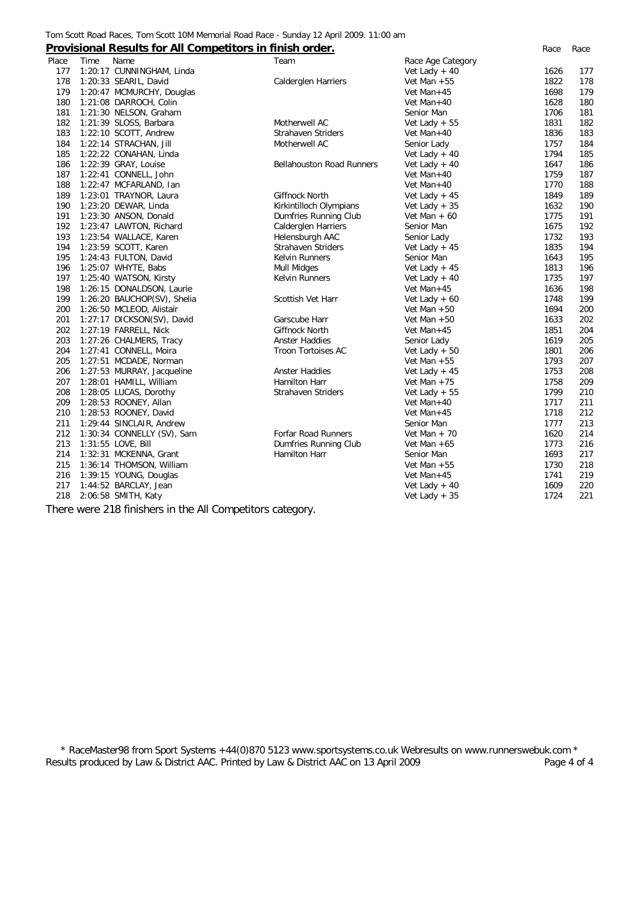Tom Scott Road Races, Tom Scott 10M Memorial Road Race - Sunday 12 April 2009. 11:00 am

## Provisional Results for All Competitors in finish order.

| Place | Time | Name | Team | Race Age Category | Race | Race |
|---|---|---|---|---|---|---|
| 177 | 1:20:17 | CUNNINGHAM, Linda | | Vet Lady + 40 | 1626 | 177 |
| 178 | 1:20:33 | SEARIL, David | Calderglen Harriers | Vet Man +55 | 1822 | 178 |
| 179 | 1:20:47 | MCMURCHY, Douglas | | Vet Man+45 | 1698 | 179 |
| 180 | 1:21:08 | DARROCH, Colin | | Vet Man+40 | 1628 | 180 |
| 181 | 1:21:30 | NELSON, Graham | | Senior Man | 1706 | 181 |
| 182 | 1:21:39 | SLOSS, Barbara | Motherwell AC | Vet Lady + 55 | 1831 | 182 |
| 183 | 1:22:10 | SCOTT, Andrew | Strahaven Striders | Vet Man+40 | 1836 | 183 |
| 184 | 1:22:14 | STRACHAN, Jill | Motherwell AC | Senior Lady | 1757 | 184 |
| 185 | 1:22:22 | CONAHAN, Linda | | Vet Lady + 40 | 1794 | 185 |
| 186 | 1:22:39 | GRAY, Louise | Bellahouston Road Runners | Vet Lady + 40 | 1647 | 186 |
| 187 | 1:22:41 | CONNELL, John | | Vet Man+40 | 1759 | 187 |
| 188 | 1:22:47 | MCFARLAND, Ian | | Vet Man+40 | 1770 | 188 |
| 189 | 1:23:01 | TRAYNOR, Laura | Giffnock North | Vet Lady + 45 | 1849 | 189 |
| 190 | 1:23:20 | DEWAR, Linda | Kirkintilloch Olympians | Vet Lady + 35 | 1632 | 190 |
| 191 | 1:23:30 | ANSON, Donald | Dumfries Running Club | Vet Man + 60 | 1775 | 191 |
| 192 | 1:23:47 | LAWTON, Richard | Calderglen Harriers | Senior Man | 1675 | 192 |
| 193 | 1:23:54 | WALLACE, Karen | Helensburgh AAC | Senior Lady | 1732 | 193 |
| 194 | 1:23:59 | SCOTT, Karen | Strahaven Striders | Vet Lady + 45 | 1835 | 194 |
| 195 | 1:24:43 | FULTON, David | Kelvin Runners | Senior Man | 1643 | 195 |
| 196 | 1:25:07 | WHYTE, Babs | Mull Midges | Vet Lady + 45 | 1813 | 196 |
| 197 | 1:25:40 | WATSON, Kirsty | Kelvin Runners | Vet Lady + 40 | 1735 | 197 |
| 198 | 1:26:15 | DONALDSON, Laurie | | Vet Man+45 | 1636 | 198 |
| 199 | 1:26:20 | BAUCHOP(SV), Shelia | Scottish Vet Harr | Vet Lady + 60 | 1748 | 199 |
| 200 | 1:26:50 | MCLEOD, Alistair | | Vet Man +50 | 1694 | 200 |
| 201 | 1:27:17 | DICKSON(SV), David | Garscube Harr | Vet Man +50 | 1633 | 202 |
| 202 | 1:27:19 | FARRELL, Nick | Giffnock North | Vet Man+45 | 1851 | 204 |
| 203 | 1:27:26 | CHALMERS, Tracy | Anster Haddies | Senior Lady | 1619 | 205 |
| 204 | 1:27:41 | CONNELL, Moira | Troon Tortoises AC | Vet Lady + 50 | 1801 | 206 |
| 205 | 1:27:51 | MCDADE, Norman | | Vet Man +55 | 1793 | 207 |
| 206 | 1:27:53 | MURRAY, Jacqueline | Anster Haddies | Vet Lady + 45 | 1753 | 208 |
| 207 | 1:28:01 | HAMILL, William | Hamilton Harr | Vet Man +75 | 1758 | 209 |
| 208 | 1:28:05 | LUCAS, Dorothy | Strahaven Striders | Vet Lady + 55 | 1799 | 210 |
| 209 | 1:28:53 | ROONEY, Allan | | Vet Man+40 | 1717 | 211 |
| 210 | 1:28:53 | ROONEY, David | | Vet Man+45 | 1718 | 212 |
| 211 | 1:29:44 | SINCLAIR, Andrew | | Senior Man | 1777 | 213 |
| 212 | 1:30:34 | CONNELLY (SV), Sam | Forfar Road Runners | Vet Man + 70 | 1620 | 214 |
| 213 | 1:31:55 | LOVE, Bill | Dumfries Running Club | Vet Man +65 | 1773 | 216 |
| 214 | 1:32:31 | MCKENNA, Grant | Hamilton Harr | Senior Man | 1693 | 217 |
| 215 | 1:36:14 | THOMSON, William | | Vet Man +55 | 1730 | 218 |
| 216 | 1:39:15 | YOUNG, Douglas | | Vet Man+45 | 1741 | 219 |
| 217 | 1:44:52 | BARCLAY, Jean | | Vet Lady + 40 | 1609 | 220 |
| 218 | 2:06:58 | SMITH, Katy | | Vet Lady + 35 | 1724 | 221 |

There were 218 finishers in the All Competitors category.

* RaceMaster98 from Sport Systems +44(0)870 5123 www.sportsystems.co.uk Webresults on www.runnerswebuk.com *
Results produced by Law & District AAC. Printed by Law & District AAC on 13 April 2009